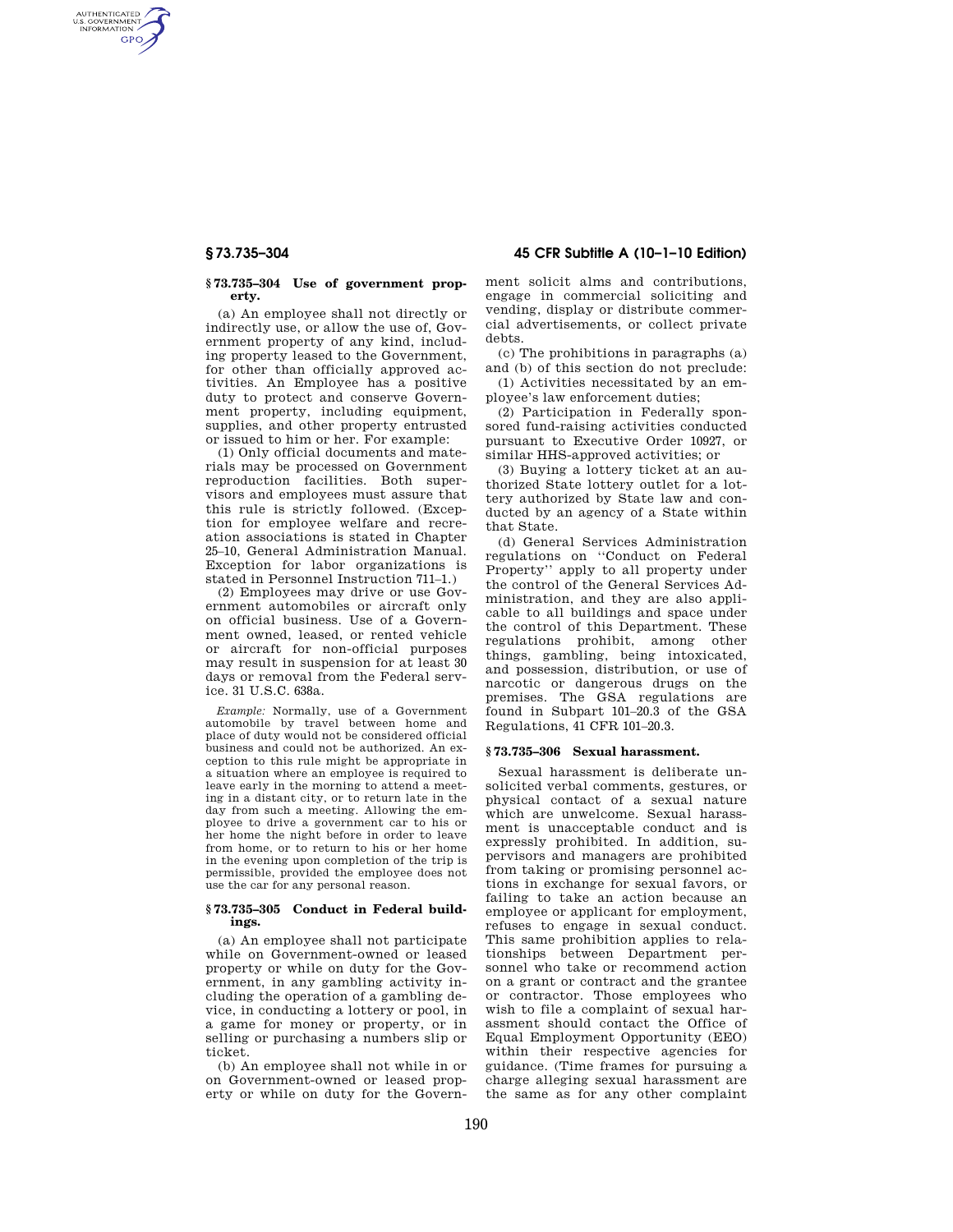### § 73.735–304 Use of government property.

(a) An employee shall not directly or indirectly use, or allow the use of, Government property of any kind, including property leased to the Government, for other than officially approved activities. An Employee has a positive duty to protect and conserve Government property, including equipment, supplies, and other property entrusted or issued to him or her. For example:

(1) Only official documents and materials may be processed on Government reproduction facilities. Both supervisors and employees must assure that this rule is strictly followed. (Exception for employee welfare and recreation associations is stated in Chapter 25–10, General Administration Manual. Exception for labor organizations is stated in Personnel Instruction 711–1.)

(2) Employees may drive or use Government automobiles or aircraft only on official business. Use of a Government owned, leased, or rented vehicle or aircraft for non-official purposes may result in suspension for at least 30 days or removal from the Federal service. 31 U.S.C. 638a.

*Example:* Normally, use of a Government automobile by travel between home and place of duty would not be considered official business and could not be authorized. An exception to this rule might be appropriate in a situation where an employee is required to leave early in the morning to attend a meeting in a distant city, or to return late in the day from such a meeting. Allowing the employee to drive a government car to his or her home the night before in order to leave from home, or to return to his or her home in the evening upon completion of the trip is permissible, provided the employee does not use the car for any personal reason.

### § 73.735–305 Conduct in Federal buildings.

(a) An employee shall not participate while on Government-owned or leased property or while on duty for the Government, in any gambling activity including the operation of a gambling device, in conducting a lottery or pool, in a game for money or property, or in selling or purchasing a numbers slip or ticket.

(b) An employee shall not while in or on Government-owned or leased property or while on duty for the Government solicit alms and contributions, engage in commercial soliciting and vending, display or distribute commercial advertisements, or collect private debts.

(c) The prohibitions in paragraphs (a) and (b) of this section do not preclude:

(1) Activities necessitated by an employee's law enforcement duties;

(2) Participation in Federally sponsored fund-raising activities conducted pursuant to Executive Order 10927, or similar HHS-approved activities; or

(3) Buying a lottery ticket at an authorized State lottery outlet for a lottery authorized by State law and conducted by an agency of a State within that State.

(d) General Services Administration regulations on "Conduct on Federal Property" apply to all property under the control of the General Services Administration, and they are also applicable to all buildings and space under the control of this Department. These regulations prohibit, among other things, gambling, being intoxicated, and possession, distribution, or use of narcotic or dangerous drugs on the premises. The GSA regulations are found in Subpart 101–20.3 of the GSA Regulations, 41 CFR 101–20.3.

### § 73.735–306 Sexual harassment.

Sexual harassment is deliberate unsolicited verbal comments, gestures, or physical contact of a sexual nature which are unwelcome. Sexual harassment is unacceptable conduct and is expressly prohibited. In addition, supervisors and managers are prohibited from taking or promising personnel actions in exchange for sexual favors, or failing to take an action because an employee or applicant for employment, refuses to engage in sexual conduct. This same prohibition applies to relationships between Department personnel who take or recommend action on a grant or contract and the grantee or contractor. Those employees who wish to file a complaint of sexual harassment should contact the Office of Equal Employment Opportunity (EEO) within their respective agencies for guidance. (Time frames for pursuing a charge alleging sexual harassment are the same as for any other complaint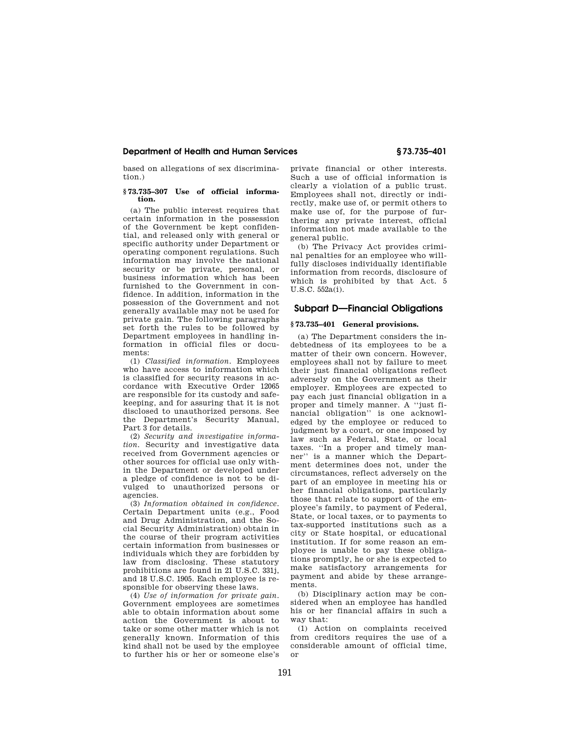based on allegations of sex discrimination.)

### § 73.735–307 Use of official information.

(a) The public interest requires that certain information in the possession of the Government be kept confidential, and released only with general or specific authority under Department or operating component regulations. Such information may involve the national security or be private, personal, or business information which has been furnished to the Government in confidence. In addition, information in the possession of the Government and not generally available may not be used for private gain. The following paragraphs set forth the rules to be followed by Department employees in handling information in official files or documents:

(1) *Classified information.* Employees who have access to information which is classified for security reasons in accordance with Executive Order 12065 are responsible for its custody and safekeeping, and for assuring that it is not disclosed to unauthorized persons. See the Department's Security Manual, Part 3 for details.

(2) *Security and investigative information.* Security and investigative data received from Government agencies or other sources for official use only within the Department or developed under a pledge of confidence is not to be divulged to unauthorized persons or agencies.

(3) *Information obtained in confidence.* Certain Department units (e.g., Food and Drug Administration, and the Social Security Administration) obtain in the course of their program activities certain information from businesses or individuals which they are forbidden by law from disclosing. These statutory prohibitions are found in 21 U.S.C. 331j, and 18 U.S.C. 1905. Each employee is responsible for observing these laws.

(4) *Use of information for private gain.* Government employees are sometimes able to obtain information about some action the Government is about to take or some other matter which is not generally known. Information of this kind shall not be used by the employee to further his or her or someone else's private financial or other interests. Such a use of official information is clearly a violation of a public trust. Employees shall not, directly or indirectly, make use of, or permit others to make use of, for the purpose of furthering any private interest, official information not made available to the general public.

(b) The Privacy Act provides criminal penalties for an employee who willfully discloses individually identifiable information from records, disclosure of which is prohibited by that Act. 5 U.S.C. 552a(i).

## Subpart D—Financial Obligations

### § 73.735–401 General provisions.

(a) The Department considers the indebtedness of its employees to be a matter of their own concern. However, employees shall not by failure to meet their just financial obligations reflect adversely on the Government as their employer. Employees are expected to pay each just financial obligation in a proper and timely manner. A ''just financial obligation'' is one acknowledged by the employee or reduced to judgment by a court, or one imposed by law such as Federal, State, or local taxes. ''In a proper and timely manner'' is a manner which the Department determines does not, under the circumstances, reflect adversely on the part of an employee in meeting his or her financial obligations, particularly those that relate to support of the employee's family, to payment of Federal, State, or local taxes, or to payments to tax-supported institutions such as a city or State hospital, or educational institution. If for some reason an employee is unable to pay these obligations promptly, he or she is expected to make satisfactory arrangements for payment and abide by these arrangements.

(b) Disciplinary action may be considered when an employee has handled his or her financial affairs in such a way that:

(1) Action on complaints received from creditors requires the use of a considerable amount of official time, or